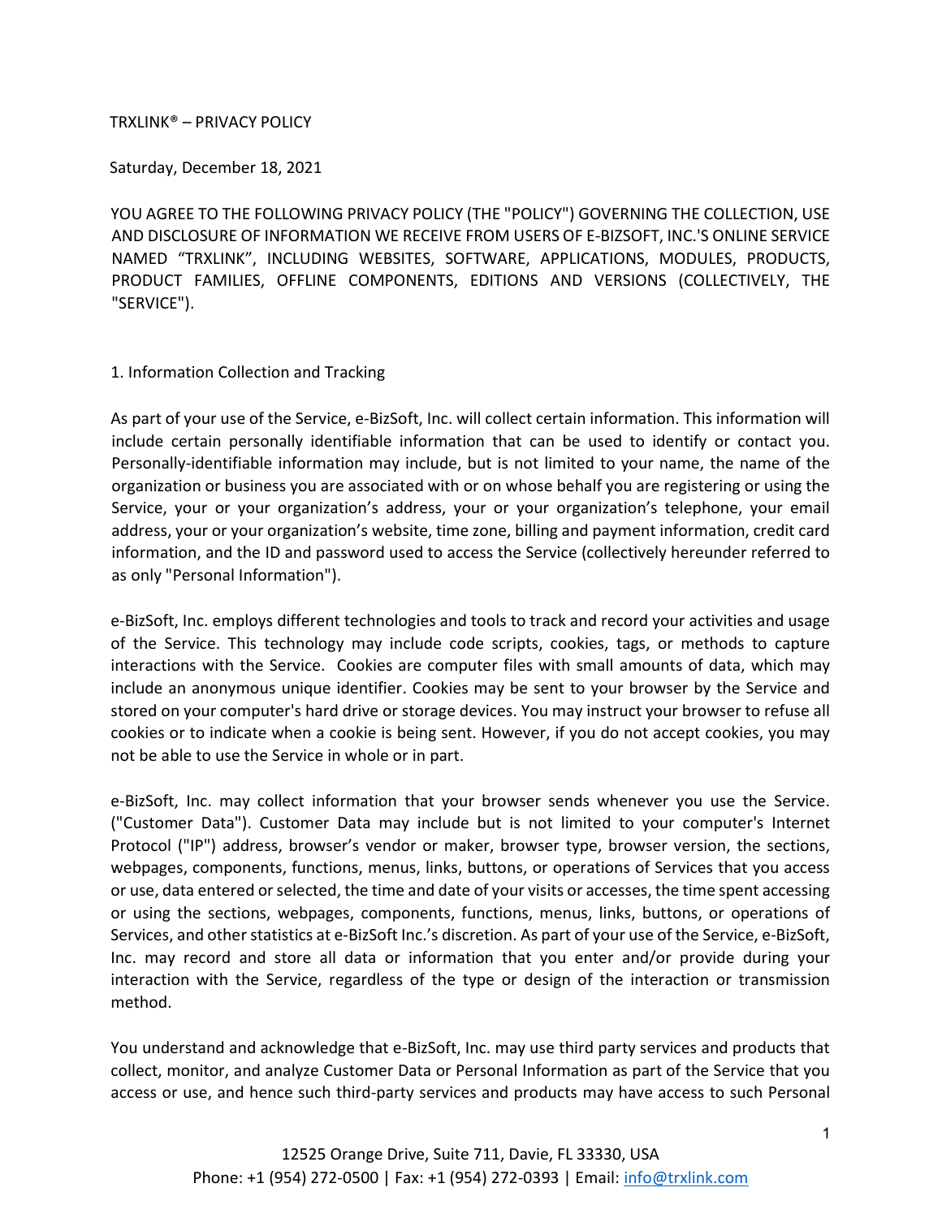# TRXLINK® – PRIVACY POLICY

Saturday, December 18, 2021

YOU AGREE TO THE FOLLOWING PRIVACY POLICY (THE "POLICY") GOVERNING THE COLLECTION, USE AND DISCLOSURE OF INFORMATION WE RECEIVE FROM USERS OF E-BIZSOFT, INC.'S ONLINE SERVICE NAMED "TRXLINK", INCLUDING WEBSITES, SOFTWARE, APPLICATIONS, MODULES, PRODUCTS, PRODUCT FAMILIES, OFFLINE COMPONENTS, EDITIONS AND VERSIONS (COLLECTIVELY, THE "SERVICE").

## 1. Information Collection and Tracking

As part of your use of the Service, e-BizSoft, Inc. will collect certain information. This information will include certain personally identifiable information that can be used to identify or contact you. Personally-identifiable information may include, but is not limited to your name, the name of the organization or business you are associated with or on whose behalf you are registering or using the Service, your or your organization's address, your or your organization's telephone, your email address, your or your organization's website, time zone, billing and payment information, credit card information, and the ID and password used to access the Service (collectively hereunder referred to as only "Personal Information").

e-BizSoft, Inc. employs different technologies and tools to track and record your activities and usage of the Service. This technology may include code scripts, cookies, tags, or methods to capture interactions with the Service. Cookies are computer files with small amounts of data, which may include an anonymous unique identifier. Cookies may be sent to your browser by the Service and stored on your computer's hard drive or storage devices. You may instruct your browser to refuse all cookies or to indicate when a cookie is being sent. However, if you do not accept cookies, you may not be able to use the Service in whole or in part.

e-BizSoft, Inc. may collect information that your browser sends whenever you use the Service. ("Customer Data"). Customer Data may include but is not limited to your computer's Internet Protocol ("IP") address, browser's vendor or maker, browser type, browser version, the sections, webpages, components, functions, menus, links, buttons, or operations of Services that you access or use, data entered or selected, the time and date of your visits or accesses, the time spent accessing or using the sections, webpages, components, functions, menus, links, buttons, or operations of Services, and other statistics at e-BizSoft Inc.'s discretion. As part of your use of the Service, e-BizSoft, Inc. may record and store all data or information that you enter and/or provide during your interaction with the Service, regardless of the type or design of the interaction or transmission method.

You understand and acknowledge that e-BizSoft, Inc. may use third party services and products that collect, monitor, and analyze Customer Data or Personal Information as part of the Service that you access or use, and hence such third-party services and products may have access to such Personal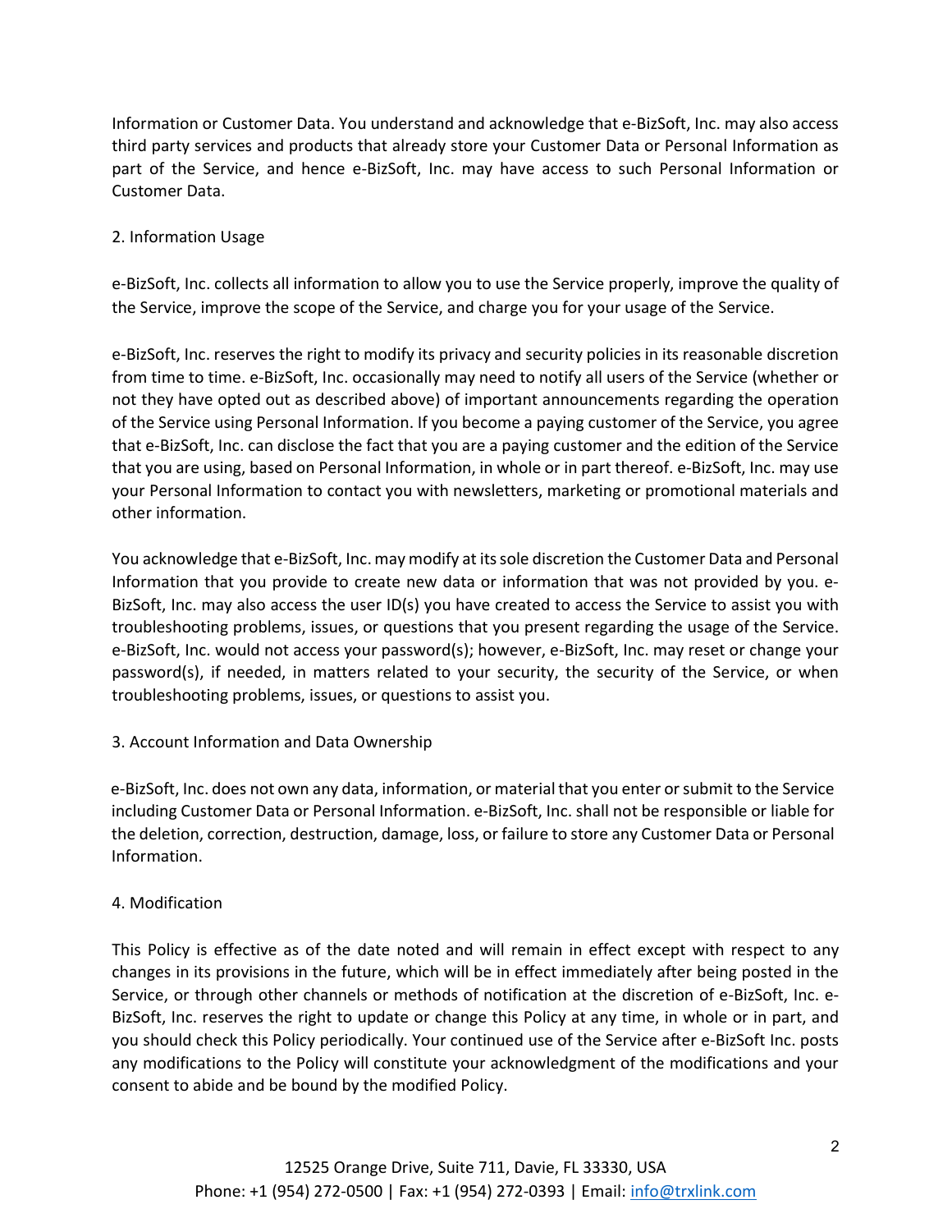Information or Customer Data. You understand and acknowledge that e-BizSoft, Inc. may also access third party services and products that already store your Customer Data or Personal Information as part of the Service, and hence e-BizSoft, Inc. may have access to such Personal Information or Customer Data.

## 2. Information Usage

e-BizSoft, Inc. collects all information to allow you to use the Service properly, improve the quality of the Service, improve the scope of the Service, and charge you for your usage of the Service.

e-BizSoft, Inc. reserves the right to modify its privacy and security policies in its reasonable discretion from time to time. e-BizSoft, Inc. occasionally may need to notify all users of the Service (whether or not they have opted out as described above) of important announcements regarding the operation of the Service using Personal Information. If you become a paying customer of the Service, you agree that e-BizSoft, Inc. can disclose the fact that you are a paying customer and the edition of the Service that you are using, based on Personal Information, in whole or in part thereof. e-BizSoft, Inc. may use your Personal Information to contact you with newsletters, marketing or promotional materials and other information.

You acknowledge that e-BizSoft, Inc. may modify at its sole discretion the Customer Data and Personal Information that you provide to create new data or information that was not provided by you. e-BizSoft, Inc. may also access the user ID(s) you have created to access the Service to assist you with troubleshooting problems, issues, or questions that you present regarding the usage of the Service. e-BizSoft, Inc. would not access your password(s); however, e-BizSoft, Inc. may reset or change your password(s), if needed, in matters related to your security, the security of the Service, or when troubleshooting problems, issues, or questions to assist you.

## 3. Account Information and Data Ownership

e-BizSoft, Inc. does not own any data, information, or material that you enter or submit to the Service including Customer Data or Personal Information. e-BizSoft, Inc. shall not be responsible or liable for the deletion, correction, destruction, damage, loss, or failure to store any Customer Data or Personal Information.

## 4. Modification

This Policy is effective as of the date noted and will remain in effect except with respect to any changes in its provisions in the future, which will be in effect immediately after being posted in the Service, or through other channels or methods of notification at the discretion of e-BizSoft, Inc. e-BizSoft, Inc. reserves the right to update or change this Policy at any time, in whole or in part, and you should check this Policy periodically. Your continued use of the Service after e-BizSoft Inc. posts any modifications to the Policy will constitute your acknowledgment of the modifications and your consent to abide and be bound by the modified Policy.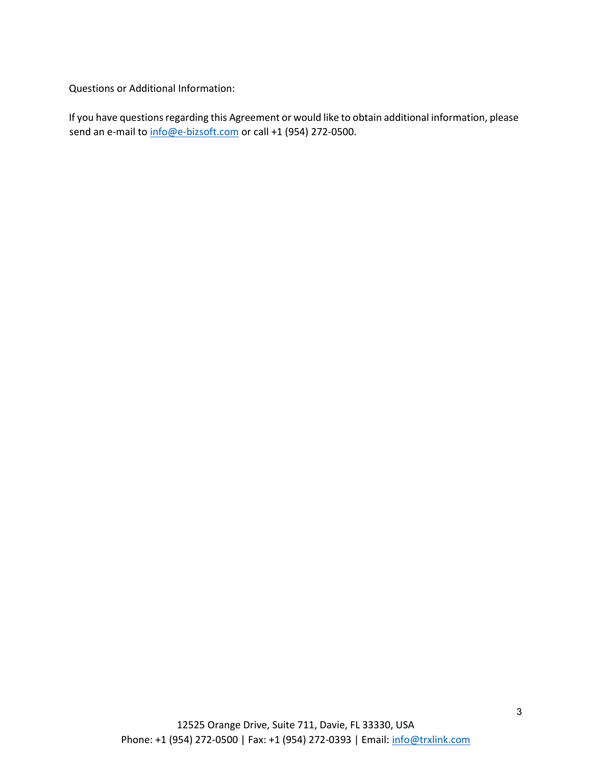Questions or Additional Information:

If you have questions regarding this Agreement or would like to obtain additional information, please send an e-mail to info@e-bizsoft.com or call +1 (954) 272-0500.